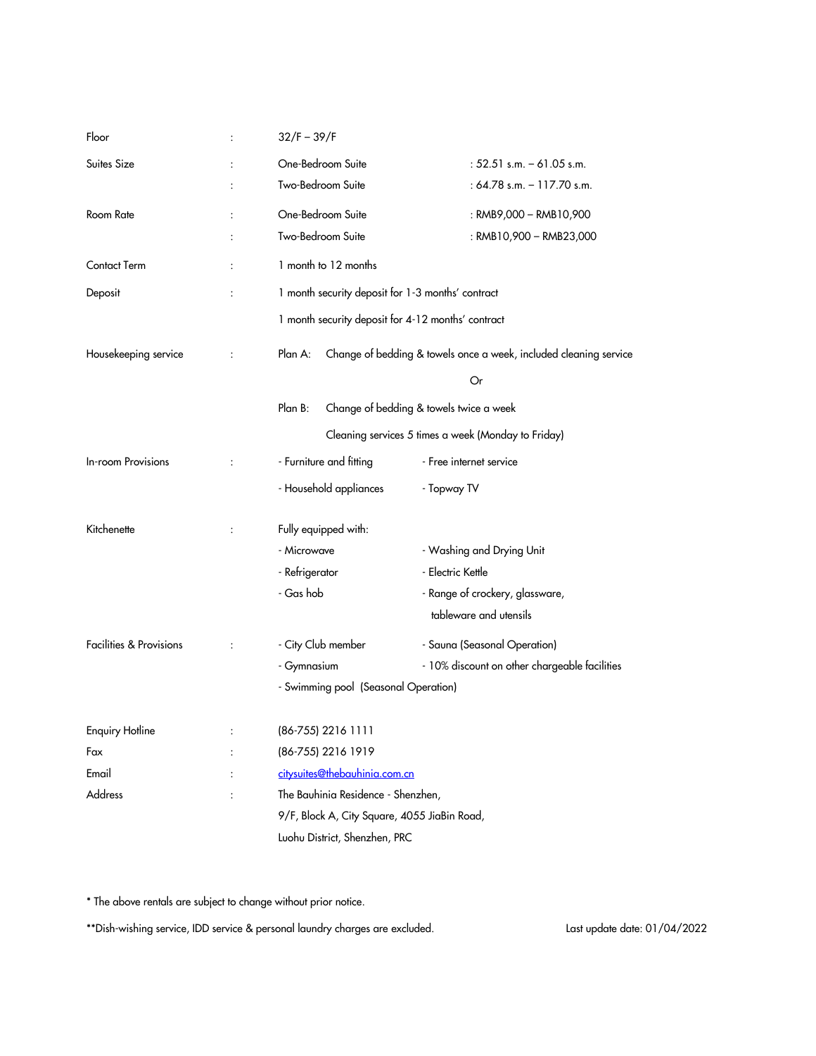| | | | |
|---|---|---|---|
| Floor | : | 32/F – 39/F | |
| Suites Size | : | One-Bedroom Suite | : 52.51 s.m. – 61.05 s.m. |
| | : | Two-Bedroom Suite | : 64.78 s.m. – 117.70 s.m. |
| Room Rate | : | One-Bedroom Suite | : RMB9,000 – RMB10,900 |
| | : | Two-Bedroom Suite | : RMB10,900 – RMB23,000 |
| Contact Term | : | 1 month to 12 months | |
| Deposit | : | 1 month security deposit for 1-3 months' contract | |
| | | 1 month security deposit for 4-12 months' contract | |
| Housekeeping service | : | Plan A: Change of bedding & towels once a week, included cleaning service | |
| | | Or | |
| | | Plan B: Change of bedding & towels twice a week<br>Cleaning services 5 times a week (Monday to Friday) | |
| In-room Provisions | : | - Furniture and fitting | - Free internet service |
| | | - Household appliances | - Topway TV |
| Kitchenette | : | Fully equipped with: | |
| | | - Microwave | - Washing and Drying Unit |
| | | - Refrigerator | - Electric Kettle |
| | | - Gas hob | - Range of crockery, glassware, tableware and utensils |
| Facilities & Provisions | : | - City Club member | - Sauna (Seasonal Operation) |
| | | - Gymnasium | - 10% discount on other chargeable facilities |
| | | - Swimming pool (Seasonal Operation) | |
| Enquiry Hotline | : | (86-755) 2216 1111 | |
| Fax | : | (86-755) 2216 1919 | |
| Email | : | citysuites@thebauhinia.com.cn | |
| Address | : | The Bauhinia Residence - Shenzhen,<br>9/F, Block A, City Square, 4055 JiaBin Road,<br>Luohu District, Shenzhen, PRC | |

* The above rentals are subject to change without prior notice.

**Dish-wishing service, IDD service & personal laundry charges are excluded.

Last update date: 01/04/2022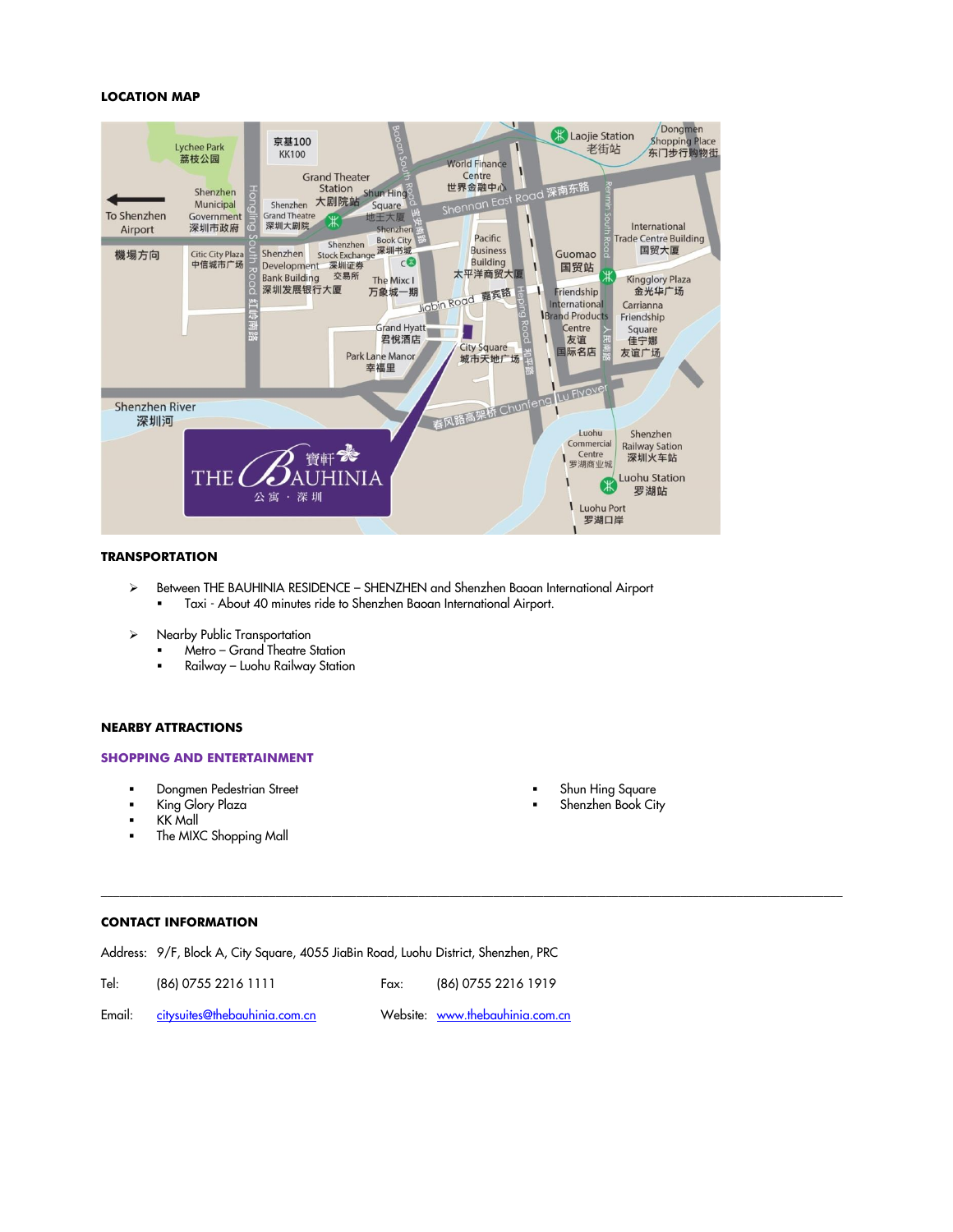**LOCATION MAP**

**TRANSPORTATION**

- Between THE BAUHINIA RESIDENCE – SHENZHEN and Shenzhen Baoan International Airport
  - Taxi - About 40 minutes ride to Shenzhen Baoan International Airport.

- Nearby Public Transportation
  - Metro – Grand Theatre Station
  - Railway – Luohu Railway Station

**NEARBY ATTRACTIONS**

**SHOPPING AND ENTERTAINMENT**

- Dongmen Pedestrian Street
- King Glory Plaza
- KK Mall
- The MIXC Shopping Mall
- Shun Hing Square
- Shenzhen Book City

---

**CONTACT INFORMATION**

Address: 9/F, Block A, City Square, 4055 JiaBin Road, Luohu District, Shenzhen, PRC

Tel: (86) 0755 2216 1111 Fax: (86) 0755 2216 1919

Email: citysuites@thebauhinia.com.cn Website: www.thebauhinia.com.cn